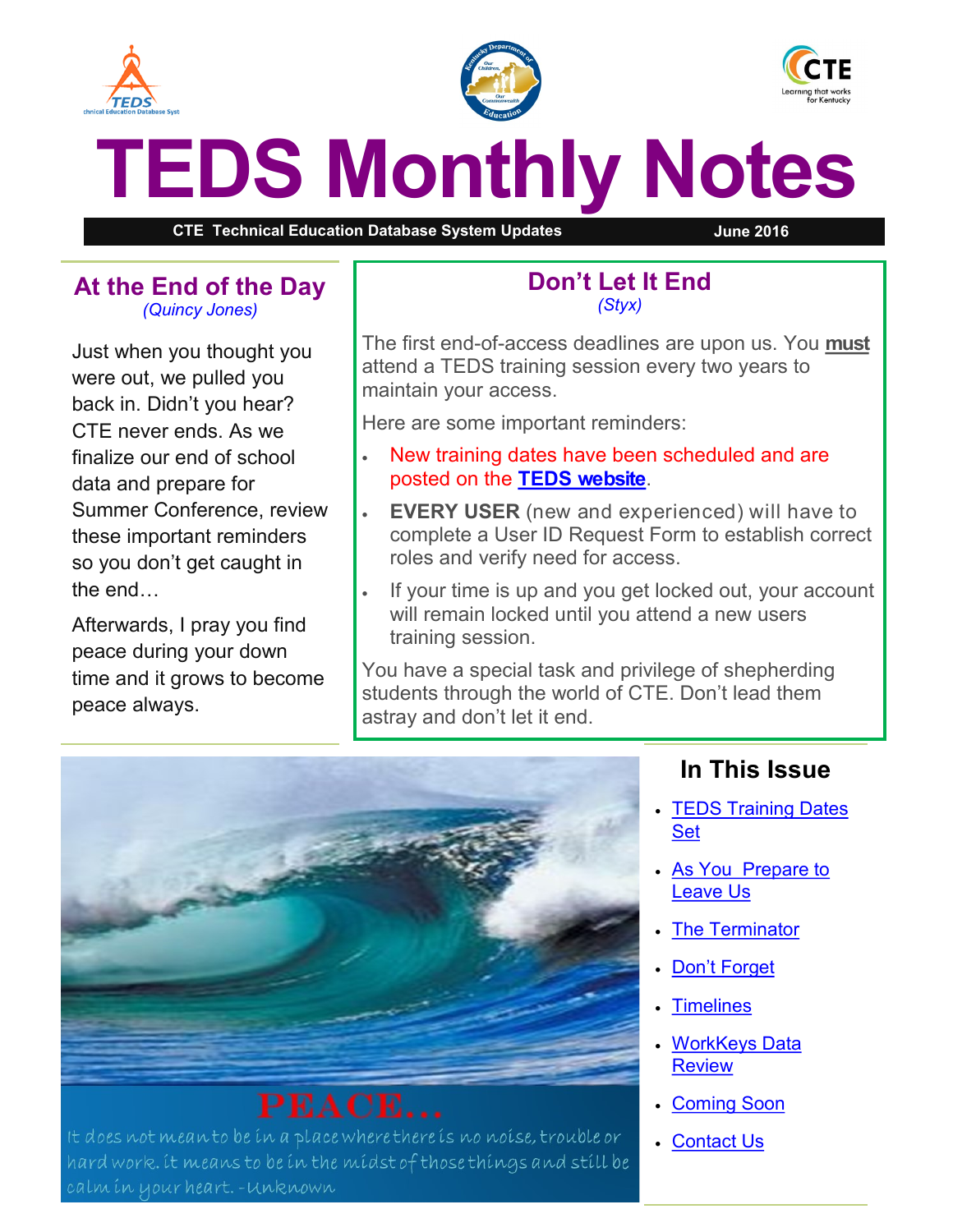# TEDS Monthly Notes

**CTE Technical Education Database System Updates** — **June 2016**

## At the End of the Day

*(Quincy Jones)*

Just when you thought you were out, we pulled you back in. Didn't you hear? CTE never ends. As we finalize our end of school data and prepare for Summer Conference, review these important reminders so you don't get caught in the end…

Afterwards, I pray you find peace during your down time and it grows to become peace always.

## Don't Let It End

*(Styx)*

The first end-of-access deadlines are upon us. You **must** attend a TEDS training session every two years to maintain your access.

Here are some important reminders:

- New training dates have been scheduled and are posted on the **TEDS website**.
- **EVERY USER** (new and experienced) will have to complete a User ID Request Form to establish correct roles and verify need for access.
- If your time is up and you get locked out, your account will remain locked until you attend a new users training session.

You have a special task and privilege of shepherding students through the world of CTE. Don't lead them astray and don't let it end.

**PEACE…**

It does not mean to be in a place where there is no noise, trouble or hard work. it means to be in the midst of those things and still be calm in your heart. -Unknown

## In This Issue

- TEDS Training Dates Set
- As You Prepare to Leave Us
- The Terminator
- Don't Forget
- Timelines
- WorkKeys Data Review
- Coming Soon
- Contact Us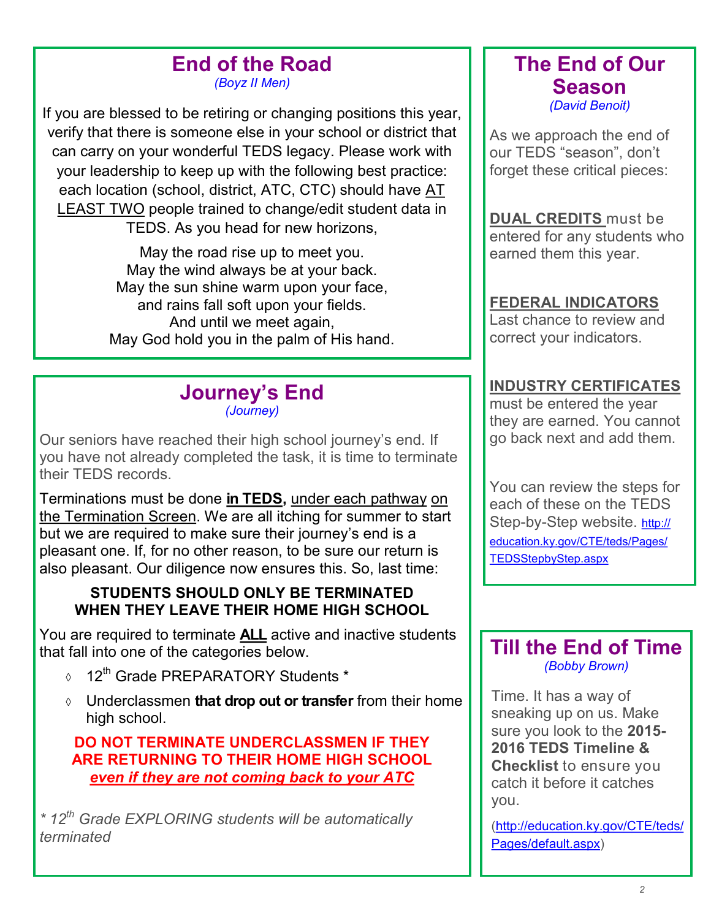## End of the Road

*(Boyz II Men)*

If you are blessed to be retiring or changing positions this year, verify that there is someone else in your school or district that can carry on your wonderful TEDS legacy. Please work with your leadership to keep up with the following best practice: each location (school, district, ATC, CTC) should have AT LEAST TWO people trained to change/edit student data in TEDS. As you head for new horizons,

May the road rise up to meet you.
May the wind always be at your back.
May the sun shine warm upon your face,
and rains fall soft upon your fields.
And until we meet again,
May God hold you in the palm of His hand.

## Journey's End

*(Journey)*

Our seniors have reached their high school journey's end. If you have not already completed the task, it is time to terminate their TEDS records.

Terminations must be done **in TEDS,** under each pathway on the Termination Screen. We are all itching for summer to start but we are required to make sure their journey's end is a pleasant one. If, for no other reason, to be sure our return is also pleasant. Our diligence now ensures this. So, last time:

**STUDENTS SHOULD ONLY BE TERMINATED WHEN THEY LEAVE THEIR HOME HIGH SCHOOL**

You are required to terminate **ALL** active and inactive students that fall into one of the categories below.

- 12th Grade PREPARATORY Students *
- Underclassmen **that drop out or transfer** from their home high school.

**DO NOT TERMINATE UNDERCLASSMEN IF THEY ARE RETURNING TO THEIR HOME HIGH SCHOOL *even if they are not coming back to your ATC***

*\* 12th Grade EXPLORING students will be automatically terminated*

## The End of Our Season

*(David Benoit)*

As we approach the end of our TEDS "season", don't forget these critical pieces:

**DUAL CREDITS** must be entered for any students who earned them this year.

**FEDERAL INDICATORS**
Last chance to review and correct your indicators.

**INDUSTRY CERTIFICATES** must be entered the year they are earned. You cannot go back next and add them.

You can review the steps for each of these on the TEDS Step-by-Step website. http://education.ky.gov/CTE/teds/Pages/TEDSStepbyStep.aspx

## Till the End of Time

*(Bobby Brown)*

Time. It has a way of sneaking up on us. Make sure you look to the **2015-2016 TEDS Timeline & Checklist** to ensure you catch it before it catches you.

(http://education.ky.gov/CTE/teds/Pages/default.aspx)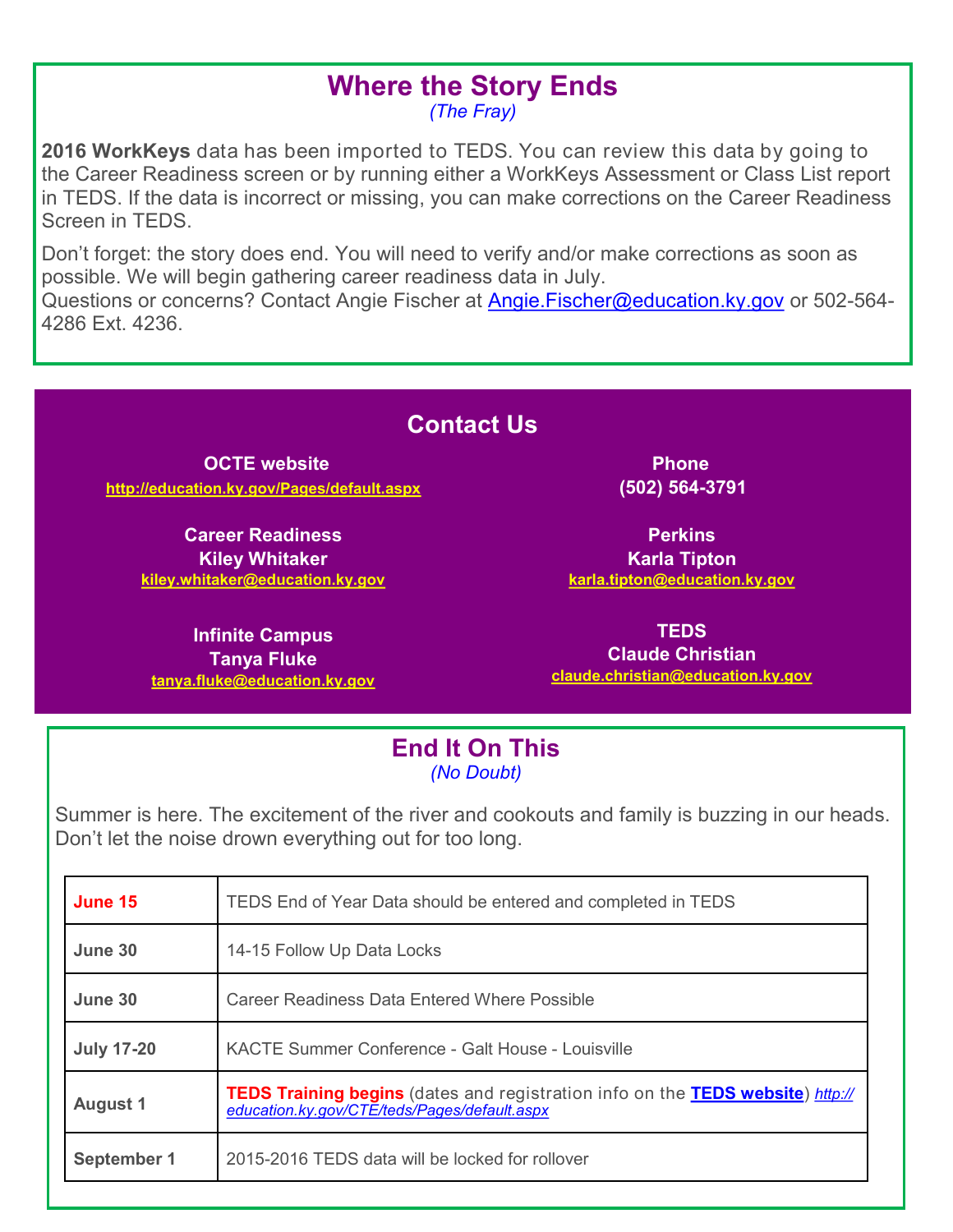## Where the Story Ends

*(The Fray)*

**2016 WorkKeys** data has been imported to TEDS. You can review this data by going to the Career Readiness screen or by running either a WorkKeys Assessment or Class List report in TEDS. If the data is incorrect or missing, you can make corrections on the Career Readiness Screen in TEDS.

Don't forget: the story does end. You will need to verify and/or make corrections as soon as possible. We will begin gathering career readiness data in July.
Questions or concerns? Contact Angie Fischer at Angie.Fischer@education.ky.gov or 502-564-4286 Ext. 4236.

## Contact Us

**OCTE website**
http://education.ky.gov/Pages/default.aspx

**Phone**
**(502) 564-3791**

**Career Readiness**
**Kiley Whitaker**
kiley.whitaker@education.ky.gov

**Perkins**
**Karla Tipton**
karla.tipton@education.ky.gov

**Infinite Campus**
**Tanya Fluke**
tanya.fluke@education.ky.gov

**TEDS**
**Claude Christian**
claude.christian@education.ky.gov

## End It On This

*(No Doubt)*

Summer is here. The excitement of the river and cookouts and family is buzzing in our heads. Don't let the noise drown everything out for too long.

| | |
|---|---|
| **June 15** | TEDS End of Year Data should be entered and completed in TEDS |
| **June 30** | 14-15 Follow Up Data Locks |
| **June 30** | Career Readiness Data Entered Where Possible |
| **July 17-20** | KACTE Summer Conference - Galt House - Louisville |
| **August 1** | **TEDS Training begins** (dates and registration info on the **TEDS website**) *http://education.ky.gov/CTE/teds/Pages/default.aspx* |
| **September 1** | 2015-2016 TEDS data will be locked for rollover |